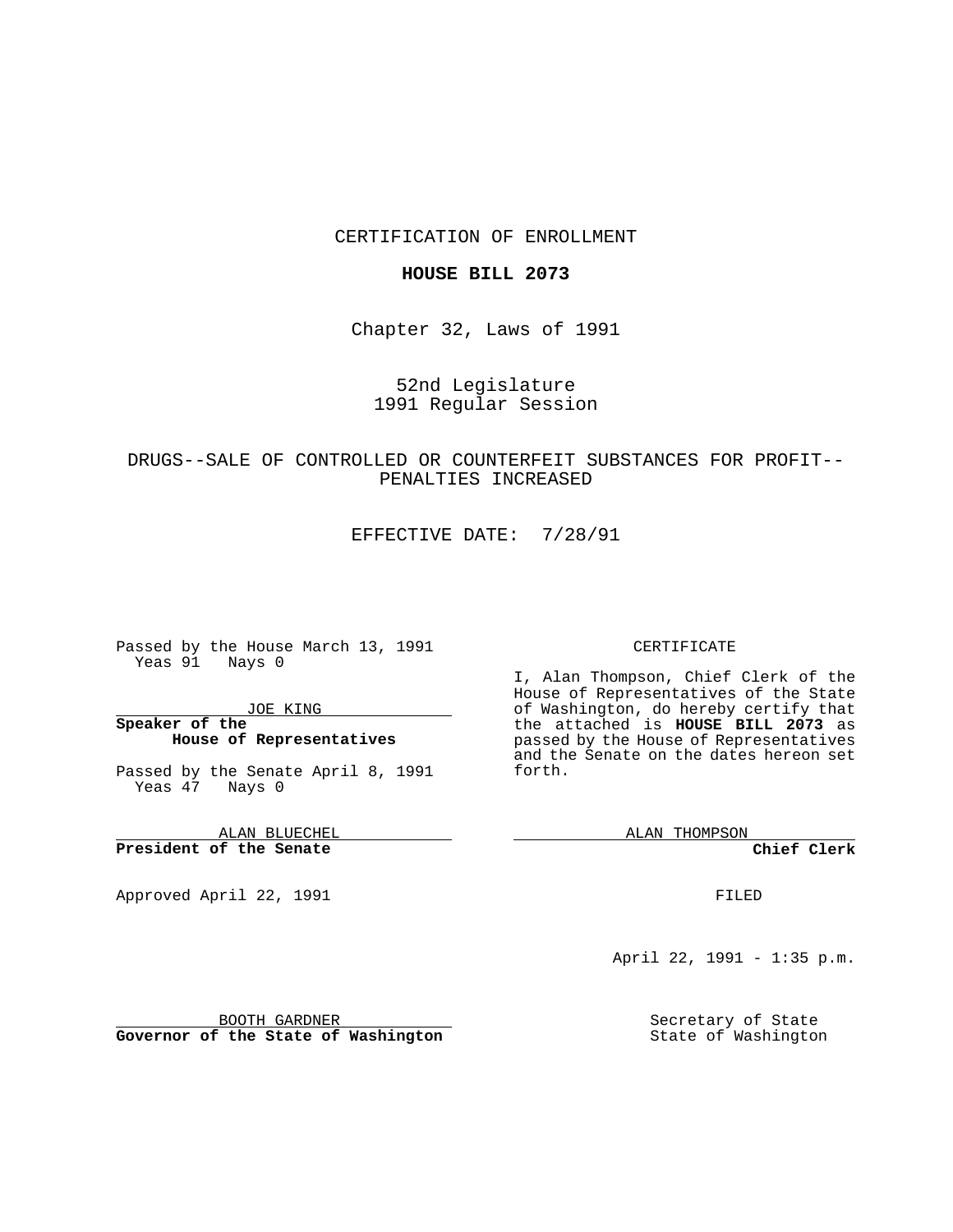CERTIFICATION OF ENROLLMENT

**HOUSE BILL 2073**

Chapter 32, Laws of 1991

52nd Legislature
1991 Regular Session

DRUGS--SALE OF CONTROLLED OR COUNTERFEIT SUBSTANCES FOR PROFIT--PENALTIES INCREASED

EFFECTIVE DATE: 7/28/91

Passed by the House March 13, 1991
Yeas 91 Nays 0

JOE KING
**Speaker of the House of Representatives**

Passed by the Senate April 8, 1991
Yeas 47 Nays 0

ALAN BLUECHEL
**President of the Senate**

Approved April 22, 1991

BOOTH GARDNER
**Governor of the State of Washington**

CERTIFICATE

I, Alan Thompson, Chief Clerk of the House of Representatives of the State of Washington, do hereby certify that the attached is **HOUSE BILL 2073** as passed by the House of Representatives and the Senate on the dates hereon set forth.

ALAN THOMPSON
**Chief Clerk**

FILED

April 22, 1991 - 1:35 p.m.

Secretary of State
State of Washington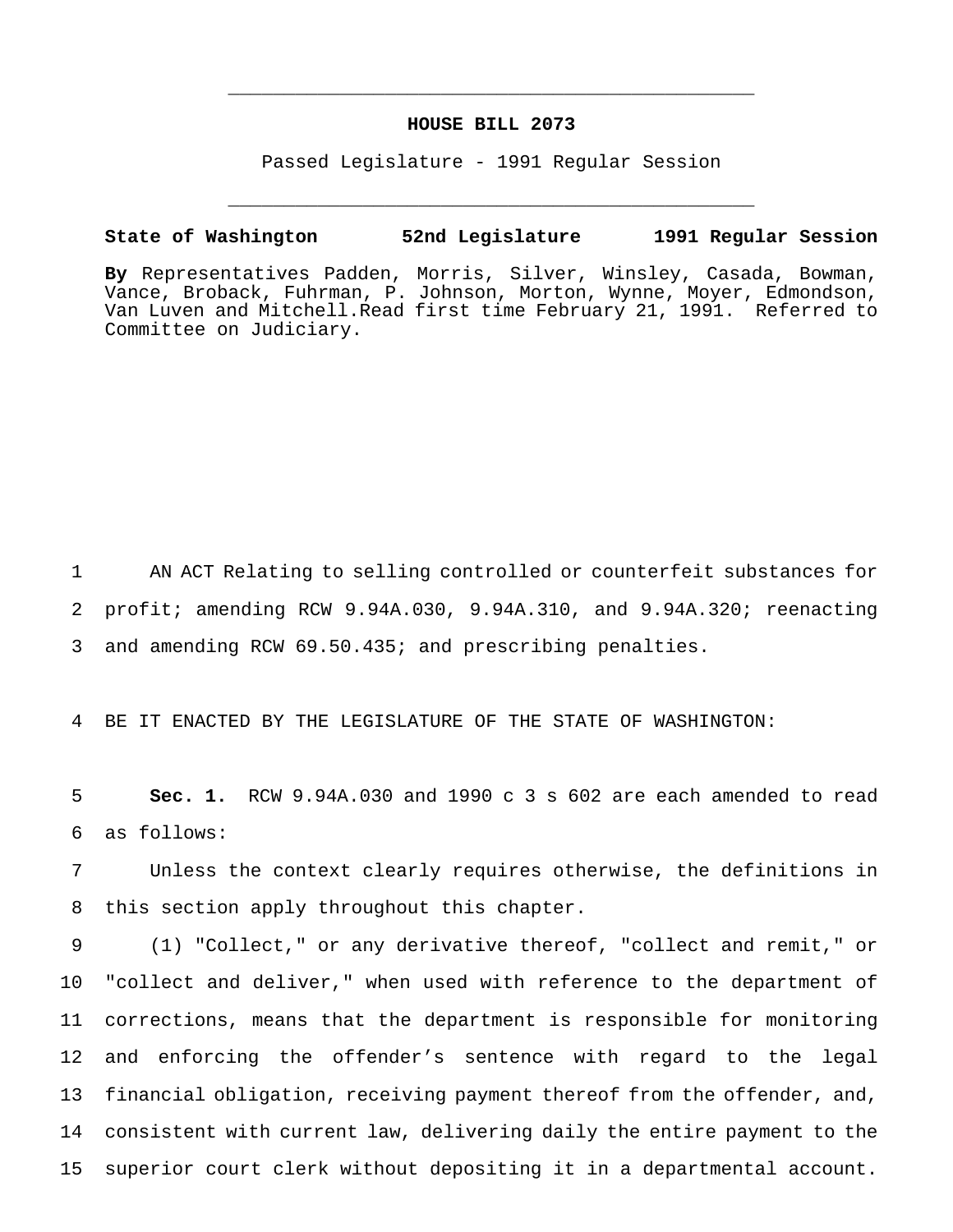## HOUSE BILL 2073

Passed Legislature - 1991 Regular Session

**State of Washington 52nd Legislature 1991 Regular Session**

**By** Representatives Padden, Morris, Silver, Winsley, Casada, Bowman, Vance, Broback, Fuhrman, P. Johnson, Morton, Wynne, Moyer, Edmondson, Van Luven and Mitchell.Read first time February 21, 1991. Referred to Committee on Judiciary.

AN ACT Relating to selling controlled or counterfeit substances for profit; amending RCW 9.94A.030, 9.94A.310, and 9.94A.320; reenacting and amending RCW 69.50.435; and prescribing penalties.

BE IT ENACTED BY THE LEGISLATURE OF THE STATE OF WASHINGTON:

**Sec. 1.** RCW 9.94A.030 and 1990 c 3 s 602 are each amended to read as follows:

Unless the context clearly requires otherwise, the definitions in this section apply throughout this chapter.

(1) "Collect," or any derivative thereof, "collect and remit," or "collect and deliver," when used with reference to the department of corrections, means that the department is responsible for monitoring and enforcing the offender's sentence with regard to the legal financial obligation, receiving payment thereof from the offender, and, consistent with current law, delivering daily the entire payment to the superior court clerk without depositing it in a departmental account.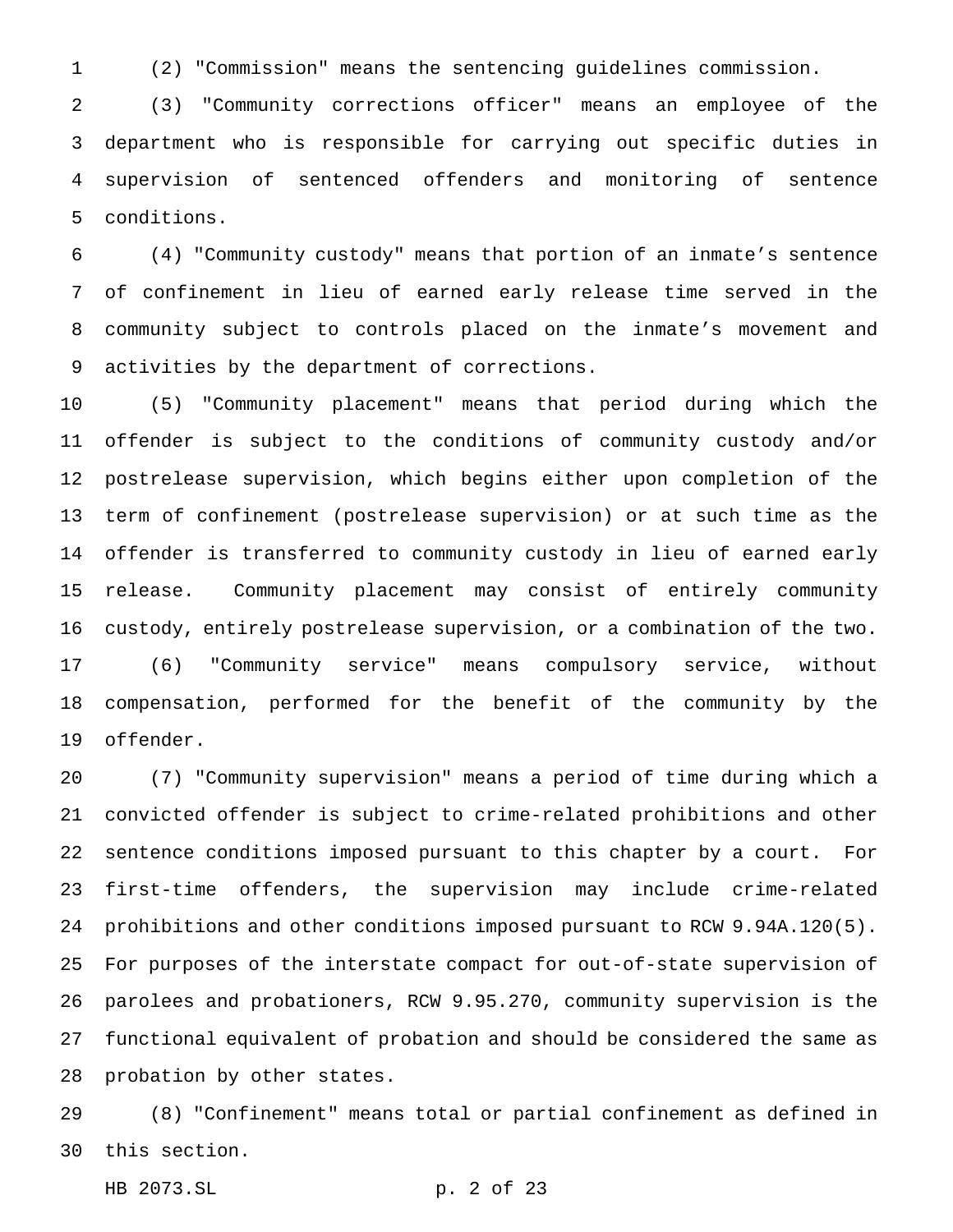(2) "Commission" means the sentencing guidelines commission.

(3) "Community corrections officer" means an employee of the department who is responsible for carrying out specific duties in supervision of sentenced offenders and monitoring of sentence conditions.

(4) "Community custody" means that portion of an inmate's sentence of confinement in lieu of earned early release time served in the community subject to controls placed on the inmate's movement and activities by the department of corrections.

(5) "Community placement" means that period during which the offender is subject to the conditions of community custody and/or postrelease supervision, which begins either upon completion of the term of confinement (postrelease supervision) or at such time as the offender is transferred to community custody in lieu of earned early release. Community placement may consist of entirely community custody, entirely postrelease supervision, or a combination of the two.

(6) "Community service" means compulsory service, without compensation, performed for the benefit of the community by the offender.

(7) "Community supervision" means a period of time during which a convicted offender is subject to crime-related prohibitions and other sentence conditions imposed pursuant to this chapter by a court. For first-time offenders, the supervision may include crime-related prohibitions and other conditions imposed pursuant to RCW 9.94A.120(5). For purposes of the interstate compact for out-of-state supervision of parolees and probationers, RCW 9.95.270, community supervision is the functional equivalent of probation and should be considered the same as probation by other states.

(8) "Confinement" means total or partial confinement as defined in this section.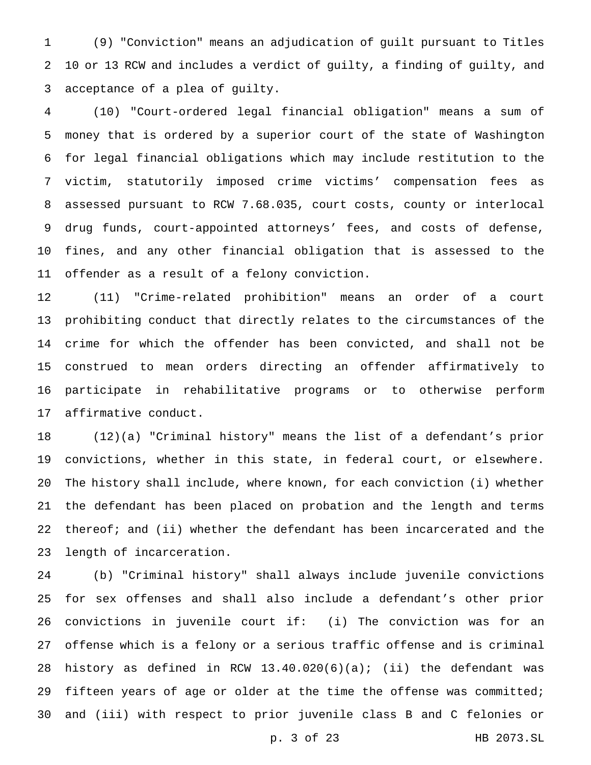(9) "Conviction" means an adjudication of guilt pursuant to Titles 10 or 13 RCW and includes a verdict of guilty, a finding of guilty, and acceptance of a plea of guilty.

(10) "Court-ordered legal financial obligation" means a sum of money that is ordered by a superior court of the state of Washington for legal financial obligations which may include restitution to the victim, statutorily imposed crime victims' compensation fees as assessed pursuant to RCW 7.68.035, court costs, county or interlocal drug funds, court-appointed attorneys' fees, and costs of defense, fines, and any other financial obligation that is assessed to the offender as a result of a felony conviction.

(11) "Crime-related prohibition" means an order of a court prohibiting conduct that directly relates to the circumstances of the crime for which the offender has been convicted, and shall not be construed to mean orders directing an offender affirmatively to participate in rehabilitative programs or to otherwise perform affirmative conduct.

(12)(a) "Criminal history" means the list of a defendant's prior convictions, whether in this state, in federal court, or elsewhere. The history shall include, where known, for each conviction (i) whether the defendant has been placed on probation and the length and terms thereof; and (ii) whether the defendant has been incarcerated and the length of incarceration.

(b) "Criminal history" shall always include juvenile convictions for sex offenses and shall also include a defendant's other prior convictions in juvenile court if: (i) The conviction was for an offense which is a felony or a serious traffic offense and is criminal history as defined in RCW 13.40.020(6)(a); (ii) the defendant was fifteen years of age or older at the time the offense was committed; and (iii) with respect to prior juvenile class B and C felonies or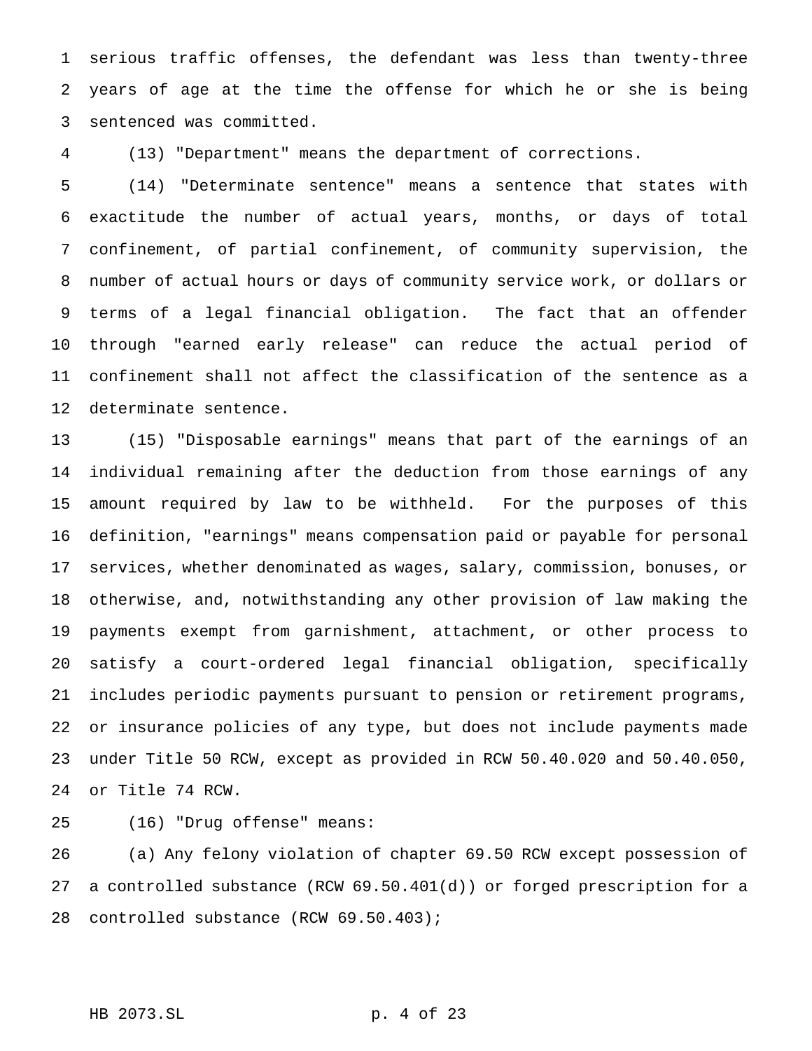serious traffic offenses, the defendant was less than twenty-three years of age at the time the offense for which he or she is being sentenced was committed.

(13) "Department" means the department of corrections.

(14) "Determinate sentence" means a sentence that states with exactitude the number of actual years, months, or days of total confinement, of partial confinement, of community supervision, the number of actual hours or days of community service work, or dollars or terms of a legal financial obligation. The fact that an offender through "earned early release" can reduce the actual period of confinement shall not affect the classification of the sentence as a determinate sentence.

(15) "Disposable earnings" means that part of the earnings of an individual remaining after the deduction from those earnings of any amount required by law to be withheld. For the purposes of this definition, "earnings" means compensation paid or payable for personal services, whether denominated as wages, salary, commission, bonuses, or otherwise, and, notwithstanding any other provision of law making the payments exempt from garnishment, attachment, or other process to satisfy a court-ordered legal financial obligation, specifically includes periodic payments pursuant to pension or retirement programs, or insurance policies of any type, but does not include payments made under Title 50 RCW, except as provided in RCW 50.40.020 and 50.40.050, or Title 74 RCW.

(16) "Drug offense" means:

(a) Any felony violation of chapter 69.50 RCW except possession of a controlled substance (RCW 69.50.401(d)) or forged prescription for a controlled substance (RCW 69.50.403);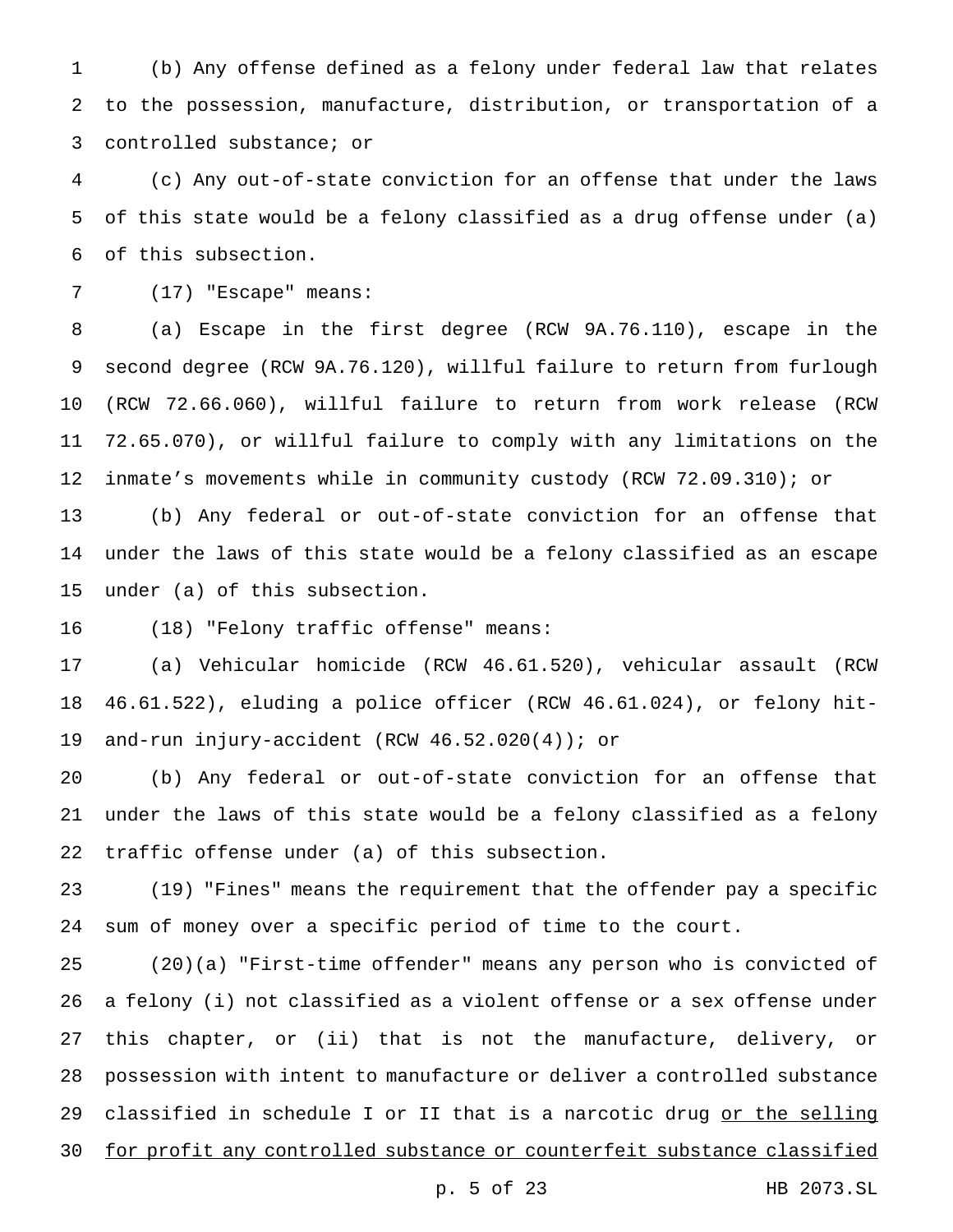(b) Any offense defined as a felony under federal law that relates to the possession, manufacture, distribution, or transportation of a controlled substance; or

(c) Any out-of-state conviction for an offense that under the laws of this state would be a felony classified as a drug offense under (a) of this subsection.

(17) "Escape" means:

(a) Escape in the first degree (RCW 9A.76.110), escape in the second degree (RCW 9A.76.120), willful failure to return from furlough (RCW 72.66.060), willful failure to return from work release (RCW 72.65.070), or willful failure to comply with any limitations on the inmate's movements while in community custody (RCW 72.09.310); or

(b) Any federal or out-of-state conviction for an offense that under the laws of this state would be a felony classified as an escape under (a) of this subsection.

(18) "Felony traffic offense" means:

(a) Vehicular homicide (RCW 46.61.520), vehicular assault (RCW 46.61.522), eluding a police officer (RCW 46.61.024), or felony hit-and-run injury-accident (RCW 46.52.020(4)); or

(b) Any federal or out-of-state conviction for an offense that under the laws of this state would be a felony classified as a felony traffic offense under (a) of this subsection.

(19) "Fines" means the requirement that the offender pay a specific sum of money over a specific period of time to the court.

(20)(a) "First-time offender" means any person who is convicted of a felony (i) not classified as a violent offense or a sex offense under this chapter, or (ii) that is not the manufacture, delivery, or possession with intent to manufacture or deliver a controlled substance classified in schedule I or II that is a narcotic drug <u>or the selling for profit any controlled substance or counterfeit substance classified</u>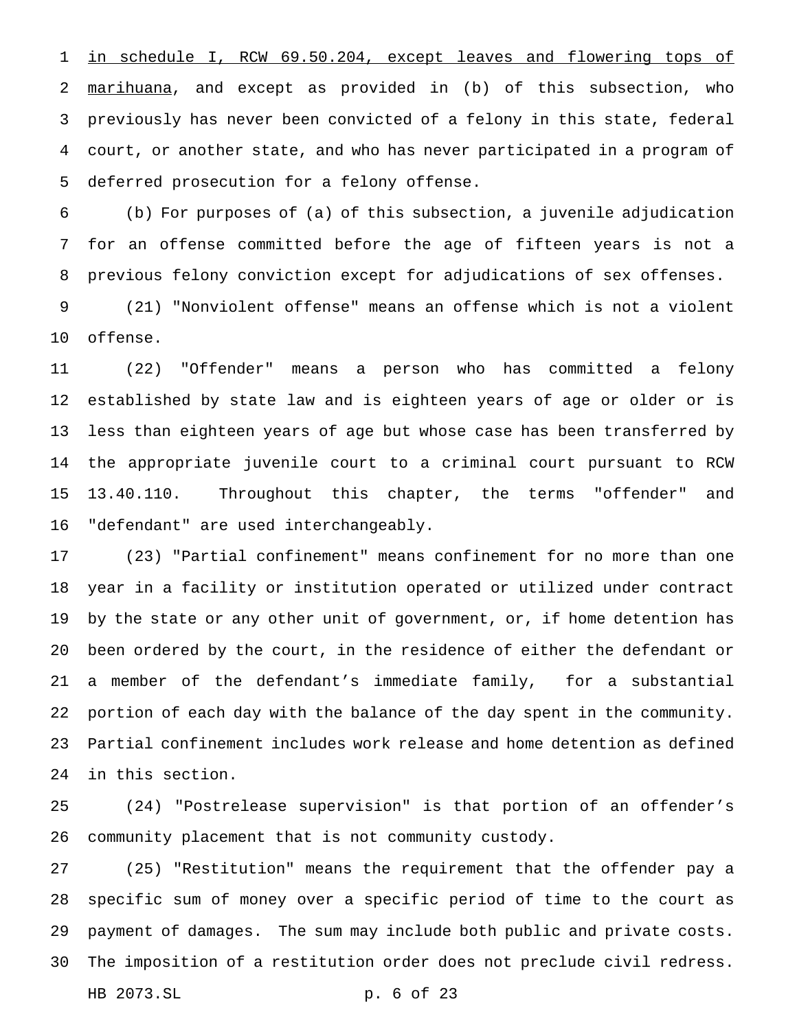in schedule I, RCW 69.50.204, except leaves and flowering tops of marihuana, and except as provided in (b) of this subsection, who previously has never been convicted of a felony in this state, federal court, or another state, and who has never participated in a program of deferred prosecution for a felony offense.

(b) For purposes of (a) of this subsection, a juvenile adjudication for an offense committed before the age of fifteen years is not a previous felony conviction except for adjudications of sex offenses.

(21) "Nonviolent offense" means an offense which is not a violent offense.

(22) "Offender" means a person who has committed a felony established by state law and is eighteen years of age or older or is less than eighteen years of age but whose case has been transferred by the appropriate juvenile court to a criminal court pursuant to RCW 13.40.110. Throughout this chapter, the terms "offender" and "defendant" are used interchangeably.

(23) "Partial confinement" means confinement for no more than one year in a facility or institution operated or utilized under contract by the state or any other unit of government, or, if home detention has been ordered by the court, in the residence of either the defendant or a member of the defendant's immediate family, for a substantial portion of each day with the balance of the day spent in the community. Partial confinement includes work release and home detention as defined in this section.

(24) "Postrelease supervision" is that portion of an offender's community placement that is not community custody.

(25) "Restitution" means the requirement that the offender pay a specific sum of money over a specific period of time to the court as payment of damages. The sum may include both public and private costs. The imposition of a restitution order does not preclude civil redress.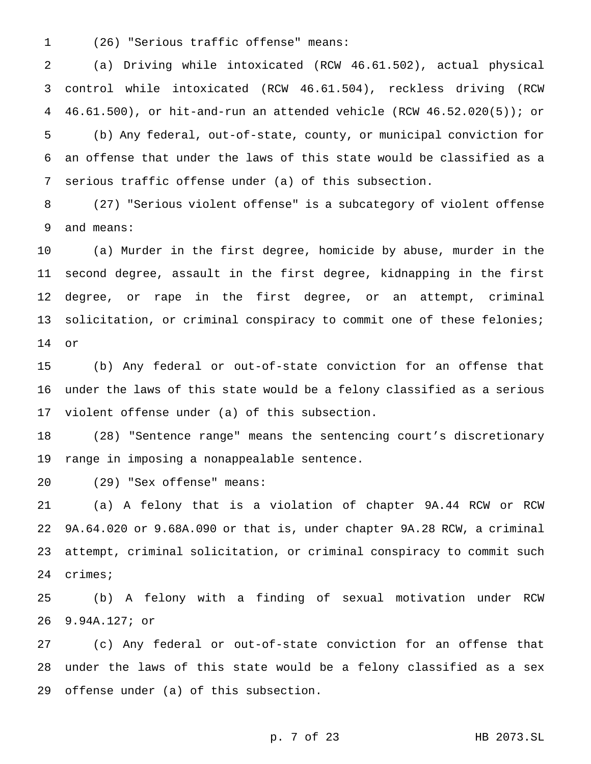(26) "Serious traffic offense" means:

(a) Driving while intoxicated (RCW 46.61.502), actual physical control while intoxicated (RCW 46.61.504), reckless driving (RCW 46.61.500), or hit-and-run an attended vehicle (RCW 46.52.020(5)); or

(b) Any federal, out-of-state, county, or municipal conviction for an offense that under the laws of this state would be classified as a serious traffic offense under (a) of this subsection.

(27) "Serious violent offense" is a subcategory of violent offense and means:

(a) Murder in the first degree, homicide by abuse, murder in the second degree, assault in the first degree, kidnapping in the first degree, or rape in the first degree, or an attempt, criminal solicitation, or criminal conspiracy to commit one of these felonies; or

(b) Any federal or out-of-state conviction for an offense that under the laws of this state would be a felony classified as a serious violent offense under (a) of this subsection.

(28) "Sentence range" means the sentencing court's discretionary range in imposing a nonappealable sentence.

(29) "Sex offense" means:

(a) A felony that is a violation of chapter 9A.44 RCW or RCW 9A.64.020 or 9.68A.090 or that is, under chapter 9A.28 RCW, a criminal attempt, criminal solicitation, or criminal conspiracy to commit such crimes;

(b) A felony with a finding of sexual motivation under RCW 9.94A.127; or

(c) Any federal or out-of-state conviction for an offense that under the laws of this state would be a felony classified as a sex offense under (a) of this subsection.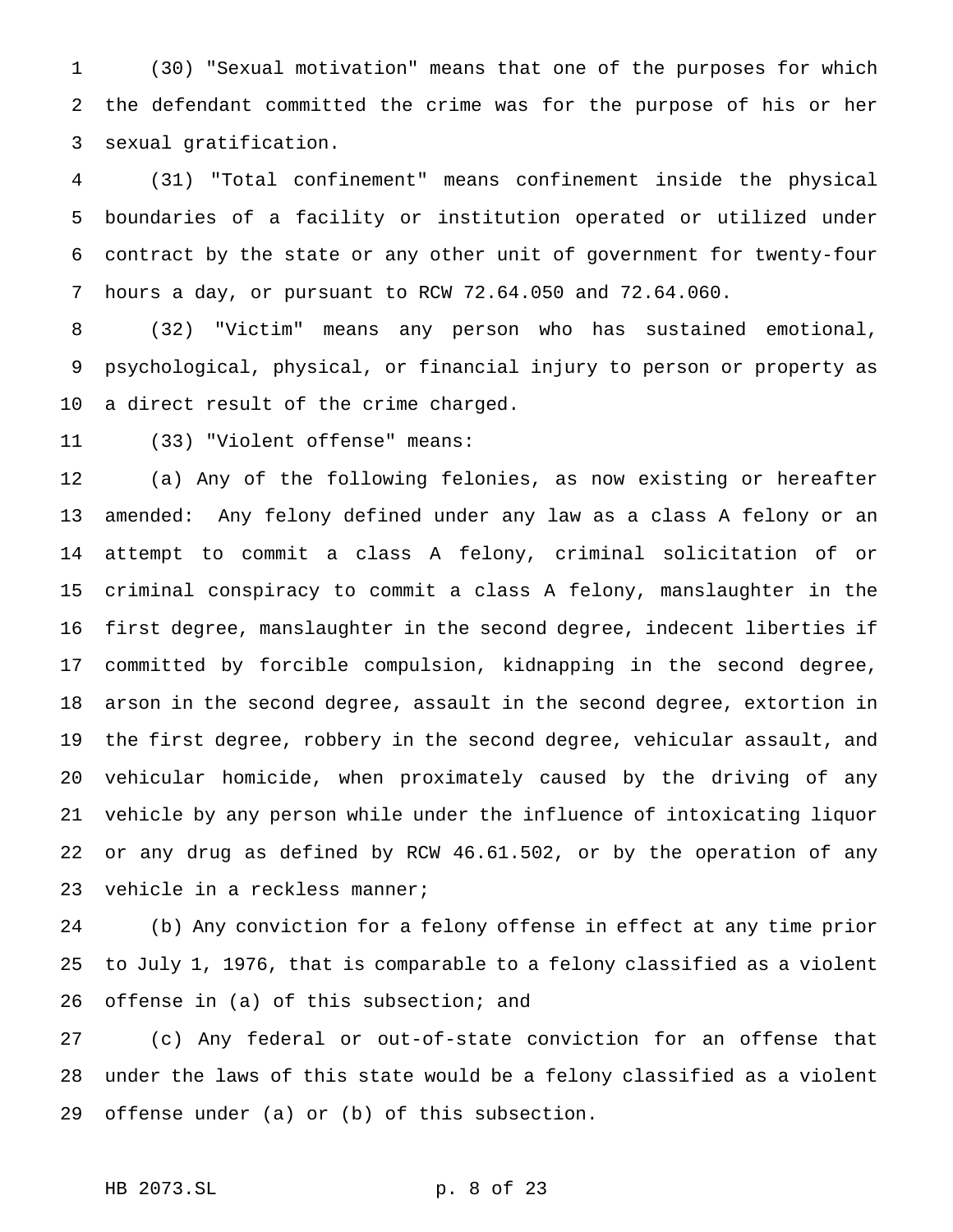(30) "Sexual motivation" means that one of the purposes for which the defendant committed the crime was for the purpose of his or her sexual gratification.

(31) "Total confinement" means confinement inside the physical boundaries of a facility or institution operated or utilized under contract by the state or any other unit of government for twenty-four hours a day, or pursuant to RCW 72.64.050 and 72.64.060.

(32) "Victim" means any person who has sustained emotional, psychological, physical, or financial injury to person or property as a direct result of the crime charged.

(33) "Violent offense" means:

(a) Any of the following felonies, as now existing or hereafter amended: Any felony defined under any law as a class A felony or an attempt to commit a class A felony, criminal solicitation of or criminal conspiracy to commit a class A felony, manslaughter in the first degree, manslaughter in the second degree, indecent liberties if committed by forcible compulsion, kidnapping in the second degree, arson in the second degree, assault in the second degree, extortion in the first degree, robbery in the second degree, vehicular assault, and vehicular homicide, when proximately caused by the driving of any vehicle by any person while under the influence of intoxicating liquor or any drug as defined by RCW 46.61.502, or by the operation of any vehicle in a reckless manner;

(b) Any conviction for a felony offense in effect at any time prior to July 1, 1976, that is comparable to a felony classified as a violent offense in (a) of this subsection; and

(c) Any federal or out-of-state conviction for an offense that under the laws of this state would be a felony classified as a violent offense under (a) or (b) of this subsection.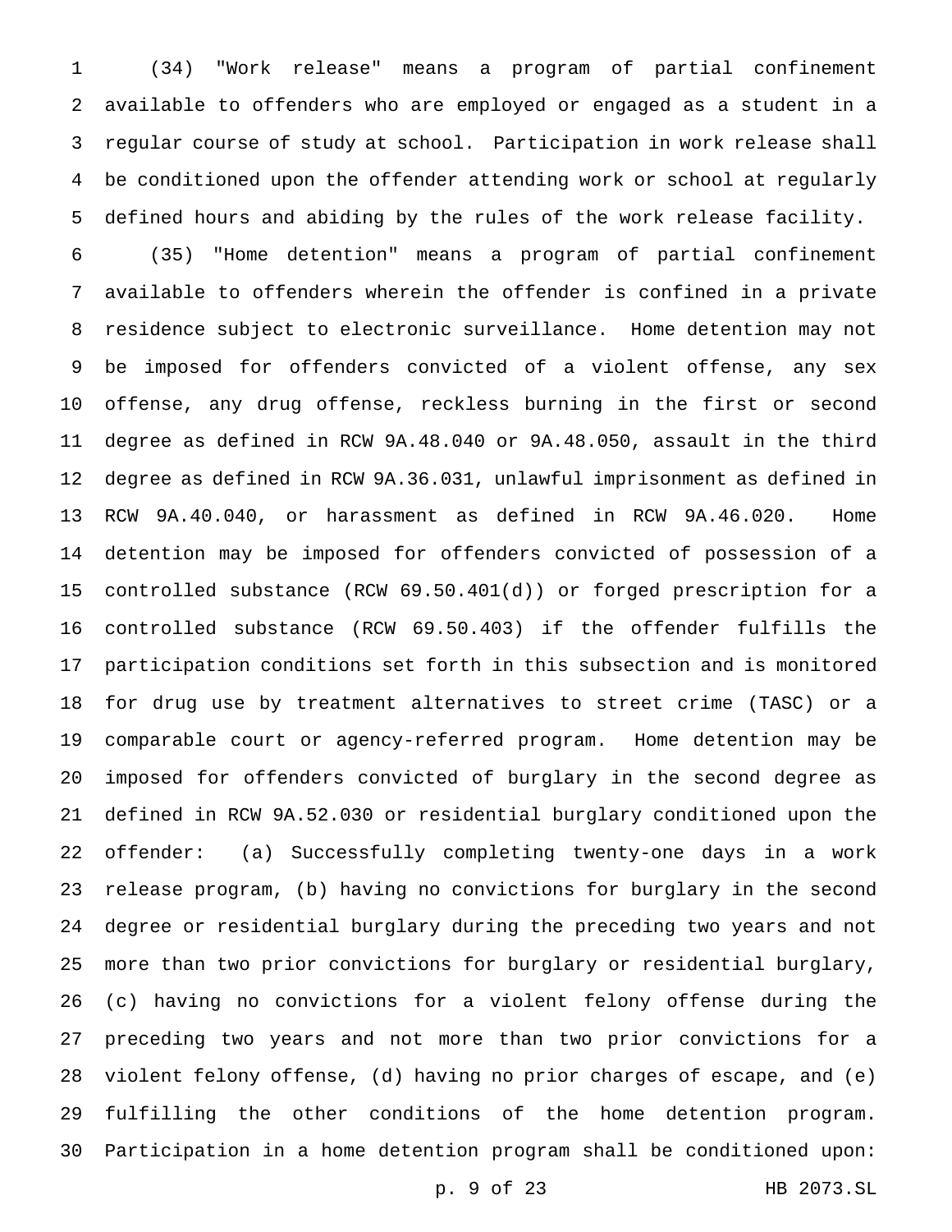(34) "Work release" means a program of partial confinement available to offenders who are employed or engaged as a student in a regular course of study at school. Participation in work release shall be conditioned upon the offender attending work or school at regularly defined hours and abiding by the rules of the work release facility.

(35) "Home detention" means a program of partial confinement available to offenders wherein the offender is confined in a private residence subject to electronic surveillance. Home detention may not be imposed for offenders convicted of a violent offense, any sex offense, any drug offense, reckless burning in the first or second degree as defined in RCW 9A.48.040 or 9A.48.050, assault in the third degree as defined in RCW 9A.36.031, unlawful imprisonment as defined in RCW 9A.40.040, or harassment as defined in RCW 9A.46.020. Home detention may be imposed for offenders convicted of possession of a controlled substance (RCW 69.50.401(d)) or forged prescription for a controlled substance (RCW 69.50.403) if the offender fulfills the participation conditions set forth in this subsection and is monitored for drug use by treatment alternatives to street crime (TASC) or a comparable court or agency-referred program. Home detention may be imposed for offenders convicted of burglary in the second degree as defined in RCW 9A.52.030 or residential burglary conditioned upon the offender: (a) Successfully completing twenty-one days in a work release program, (b) having no convictions for burglary in the second degree or residential burglary during the preceding two years and not more than two prior convictions for burglary or residential burglary, (c) having no convictions for a violent felony offense during the preceding two years and not more than two prior convictions for a violent felony offense, (d) having no prior charges of escape, and (e) fulfilling the other conditions of the home detention program. Participation in a home detention program shall be conditioned upon: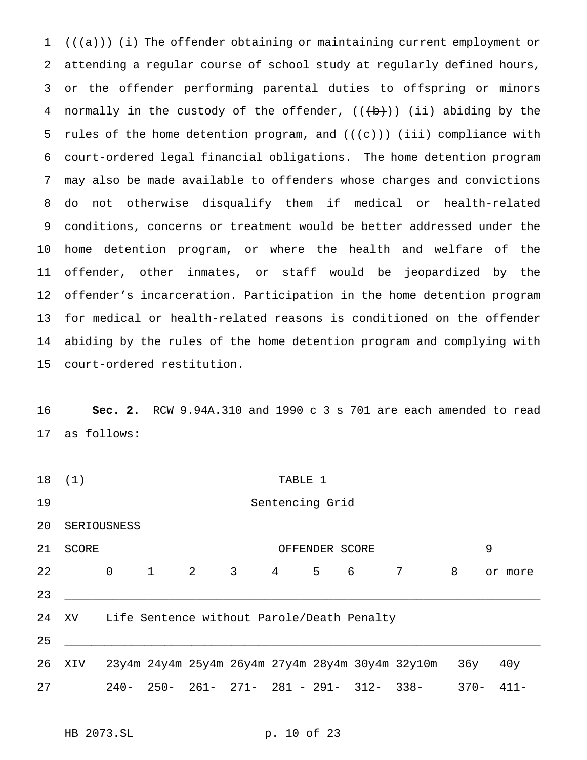((~~(a)~~)) (i) The offender obtaining or maintaining current employment or attending a regular course of school study at regularly defined hours, or the offender performing parental duties to offspring or minors normally in the custody of the offender, ((~~(b)~~)) (ii) abiding by the rules of the home detention program, and ((~~(c)~~)) (iii) compliance with court-ordered legal financial obligations. The home detention program may also be made available to offenders whose charges and convictions do not otherwise disqualify them if medical or health-related conditions, concerns or treatment would be better addressed under the home detention program, or where the health and welfare of the offender, other inmates, or staff would be jeopardized by the offender's incarceration. Participation in the home detention program for medical or health-related reasons is conditioned on the offender abiding by the rules of the home detention program and complying with court-ordered restitution.

**Sec. 2.** RCW 9.94A.310 and 1990 c 3 s 701 are each amended to read as follows:

(1) TABLE 1

Sentencing Grid

| SERIOUSNESS SCORE | OFFENDER SCORE 0 | 1 | 2 | 3 | 4 | 5 | 6 | 7 | 8 | 9 or more |
|---|---|---|---|---|---|---|---|---|---|---|
| XV | Life Sentence without Parole/Death Penalty | | | | | | | | | |
| XIV | 23y4m | 24y4m | 25y4m | 26y4m | 27y4m | 28y4m | 30y4m | 32y10m | 36y | 40y |
| | 240- | 250- | 261- | 271- | 281 - | 291- | 312- | 338- | 370- | 411- |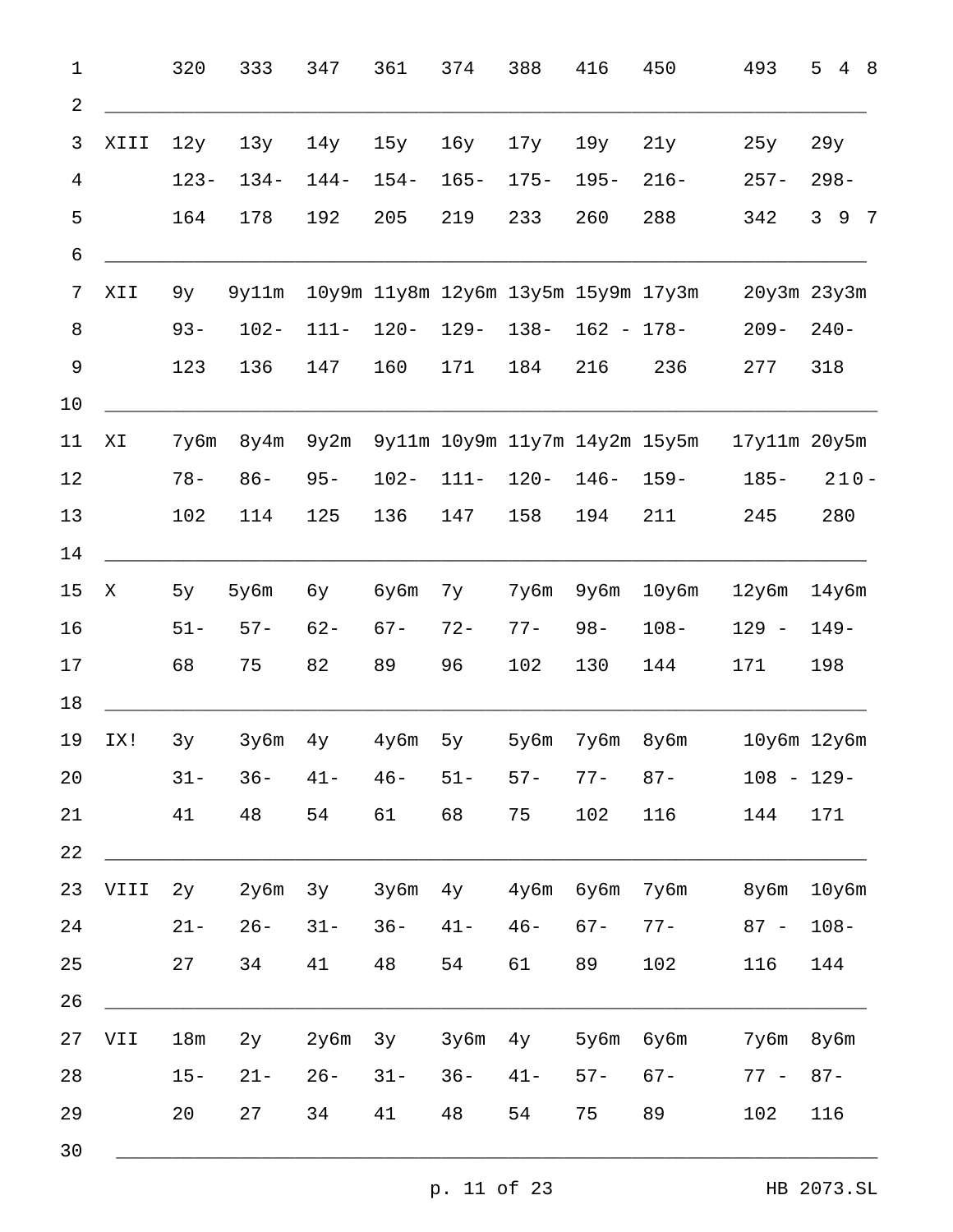| | 320 | 333 | 347 | 361 | 374 | 388 | 416 | 450 | 493 | 548 |
|---|---|---|---|---|---|---|---|---|---|---|
| XIII | 12y<br>123-<br>164 | 13y<br>134-<br>178 | 14y<br>144-<br>192 | 15y<br>154-<br>205 | 16y<br>165-<br>219 | 17y<br>175-<br>233 | 19y<br>195-<br>260 | 21y<br>216-<br>288 | 25y<br>257-<br>342 | 29y<br>298-<br>397 |
| XII | 9y<br>93-<br>123 | 9y11m<br>102-<br>136 | 10y9m<br>111-<br>147 | 11y8m<br>120-<br>160 | 12y6m<br>129-<br>171 | 13y5m<br>138-<br>184 | 15y9m<br>162 -<br>216 | 17y3m<br>178-<br>236 | 20y3m<br>209-<br>277 | 23y3m<br>240-<br>318 |
| XI | 7y6m<br>78-<br>102 | 8y4m<br>86-<br>114 | 9y2m<br>95-<br>125 | 9y11m<br>102-<br>136 | 10y9m<br>111-<br>147 | 11y7m<br>120-<br>158 | 14y2m<br>146-<br>194 | 15y5m<br>159-<br>211 | 17y11m<br>185-<br>245 | 20y5m<br>210-<br>280 |
| X | 5y<br>51-<br>68 | 5y6m<br>57-<br>75 | 6y<br>62-<br>82 | 6y6m<br>67-<br>89 | 7y<br>72-<br>96 | 7y6m<br>77-<br>102 | 9y6m<br>98-<br>130 | 10y6m<br>108-<br>144 | 12y6m<br>129 -<br>171 | 14y6m<br>149-<br>198 |
| IX! | 3y<br>31-<br>41 | 3y6m<br>36-<br>48 | 4y<br>41-<br>54 | 4y6m<br>46-<br>61 | 5y<br>51-<br>68 | 5y6m<br>57-<br>75 | 7y6m<br>77-<br>102 | 8y6m<br>87-<br>116 | 10y6m<br>108 -<br>144 | 12y6m<br>129-<br>171 |
| VIII | 2y<br>21-<br>27 | 2y6m<br>26-<br>34 | 3y<br>31-<br>41 | 3y6m<br>36-<br>48 | 4y<br>41-<br>54 | 4y6m<br>46-<br>61 | 6y6m<br>67-<br>89 | 7y6m<br>77-<br>102 | 8y6m<br>87 -<br>116 | 10y6m<br>108-<br>144 |
| VII | 18m<br>15-<br>20 | 2y<br>21-<br>27 | 2y6m<br>26-<br>34 | 3y<br>31-<br>41 | 3y6m<br>36-<br>48 | 4y<br>41-<br>54 | 5y6m<br>57-<br>75 | 6y6m<br>67-<br>89 | 7y6m<br>77 -<br>102 | 8y6m<br>87-<br>116 |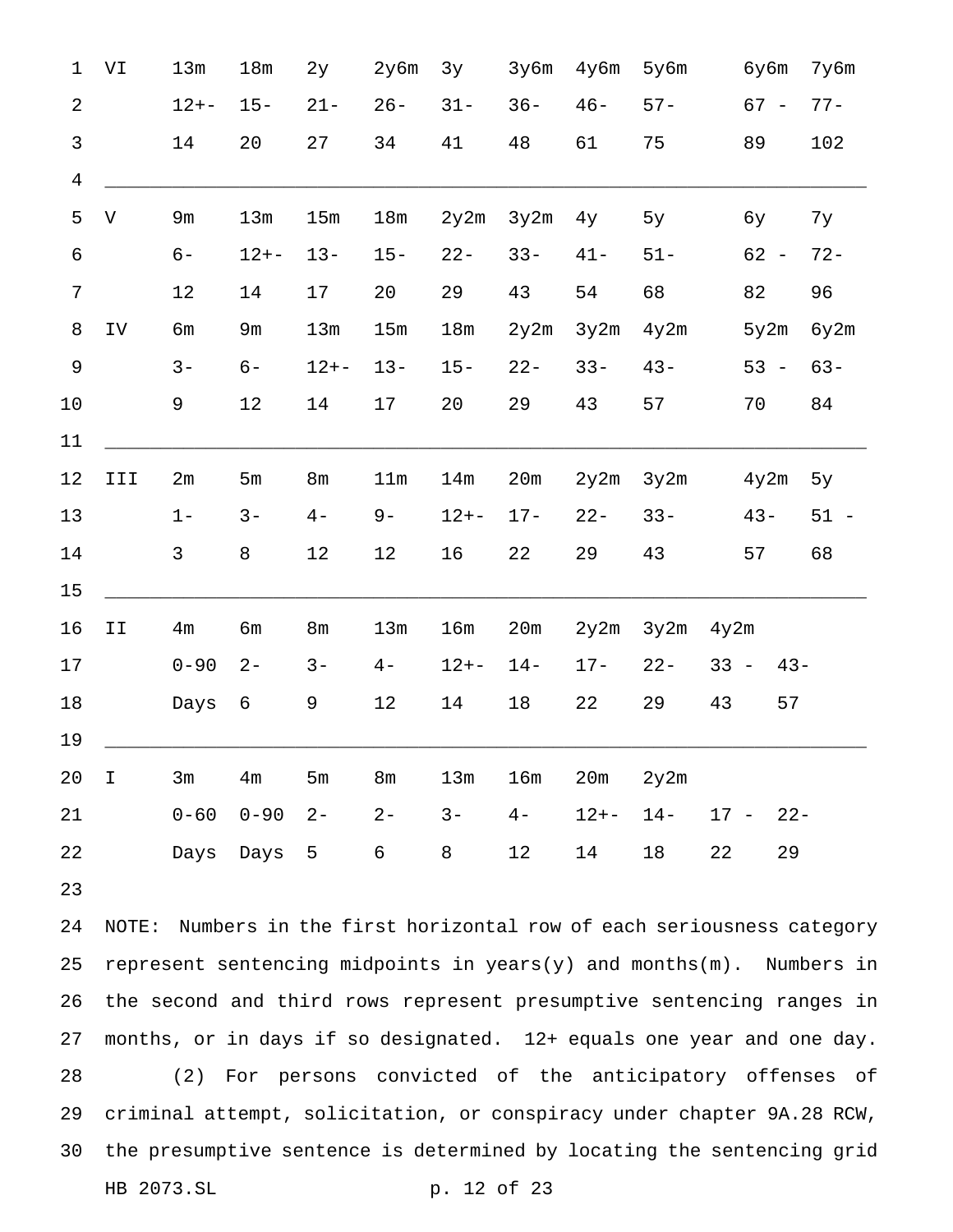| | | | | | | | | | | |
|---|---|---|---|---|---|---|---|---|---|---|
| VI | 13m | 18m | 2y | 2y6m | 3y | 3y6m | 4y6m | 5y6m | 6y6m | 7y6m |
| | 12+- | 15- | 21- | 26- | 31- | 36- | 46- | 57- | 67 - | 77- |
| | 14 | 20 | 27 | 34 | 41 | 48 | 61 | 75 | 89 | 102 |
| V | 9m | 13m | 15m | 18m | 2y2m | 3y2m | 4y | 5y | 6y | 7y |
| | 6- | 12+- | 13- | 15- | 22- | 33- | 41- | 51- | 62 - | 72- |
| | 12 | 14 | 17 | 20 | 29 | 43 | 54 | 68 | 82 | 96 |
| IV | 6m | 9m | 13m | 15m | 18m | 2y2m | 3y2m | 4y2m | 5y2m | 6y2m |
| | 3- | 6- | 12+- | 13- | 15- | 22- | 33- | 43- | 53 - | 63- |
| | 9 | 12 | 14 | 17 | 20 | 29 | 43 | 57 | 70 | 84 |
| III | 2m | 5m | 8m | 11m | 14m | 20m | 2y2m | 3y2m | 4y2m | 5y |
| | 1- | 3- | 4- | 9- | 12+- | 17- | 22- | 33- | 43- | 51 - |
| | 3 | 8 | 12 | 12 | 16 | 22 | 29 | 43 | 57 | 68 |
| II | 4m | 6m | 8m | 13m | 16m | 20m | 2y2m | 3y2m | 4y2m | |
| | 0-90 | 2- | 3- | 4- | 12+- | 14- | 17- | 22- | 33 - | 43- |
| | Days | 6 | 9 | 12 | 14 | 18 | 22 | 29 | 43 | 57 |
| I | 3m | 4m | 5m | 8m | 13m | 16m | 20m | 2y2m | | |
| | 0-60 | 0-90 | 2- | 2- | 3- | 4- | 12+- | 14- | 17 - | 22- |
| | Days | Days | 5 | 6 | 8 | 12 | 14 | 18 | 22 | 29 |

NOTE: Numbers in the first horizontal row of each seriousness category represent sentencing midpoints in years(y) and months(m). Numbers in the second and third rows represent presumptive sentencing ranges in months, or in days if so designated. 12+ equals one year and one day.

(2) For persons convicted of the anticipatory offenses of criminal attempt, solicitation, or conspiracy under chapter 9A.28 RCW, the presumptive sentence is determined by locating the sentencing grid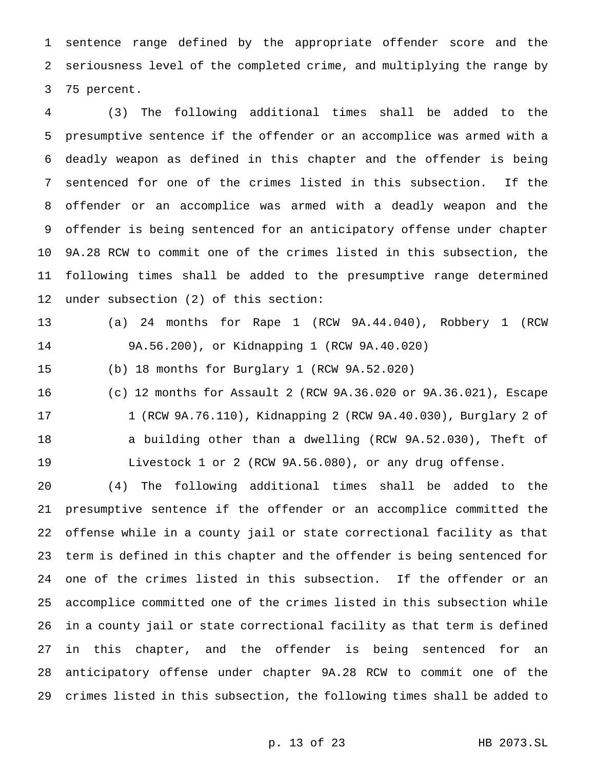sentence range defined by the appropriate offender score and the seriousness level of the completed crime, and multiplying the range by 75 percent.

(3) The following additional times shall be added to the presumptive sentence if the offender or an accomplice was armed with a deadly weapon as defined in this chapter and the offender is being sentenced for one of the crimes listed in this subsection. If the offender or an accomplice was armed with a deadly weapon and the offender is being sentenced for an anticipatory offense under chapter 9A.28 RCW to commit one of the crimes listed in this subsection, the following times shall be added to the presumptive range determined under subsection (2) of this section:

(a) 24 months for Rape 1 (RCW 9A.44.040), Robbery 1 (RCW 9A.56.200), or Kidnapping 1 (RCW 9A.40.020)

(b) 18 months for Burglary 1 (RCW 9A.52.020)

(c) 12 months for Assault 2 (RCW 9A.36.020 or 9A.36.021), Escape 1 (RCW 9A.76.110), Kidnapping 2 (RCW 9A.40.030), Burglary 2 of a building other than a dwelling (RCW 9A.52.030), Theft of Livestock 1 or 2 (RCW 9A.56.080), or any drug offense.

(4) The following additional times shall be added to the presumptive sentence if the offender or an accomplice committed the offense while in a county jail or state correctional facility as that term is defined in this chapter and the offender is being sentenced for one of the crimes listed in this subsection. If the offender or an accomplice committed one of the crimes listed in this subsection while in a county jail or state correctional facility as that term is defined in this chapter, and the offender is being sentenced for an anticipatory offense under chapter 9A.28 RCW to commit one of the crimes listed in this subsection, the following times shall be added to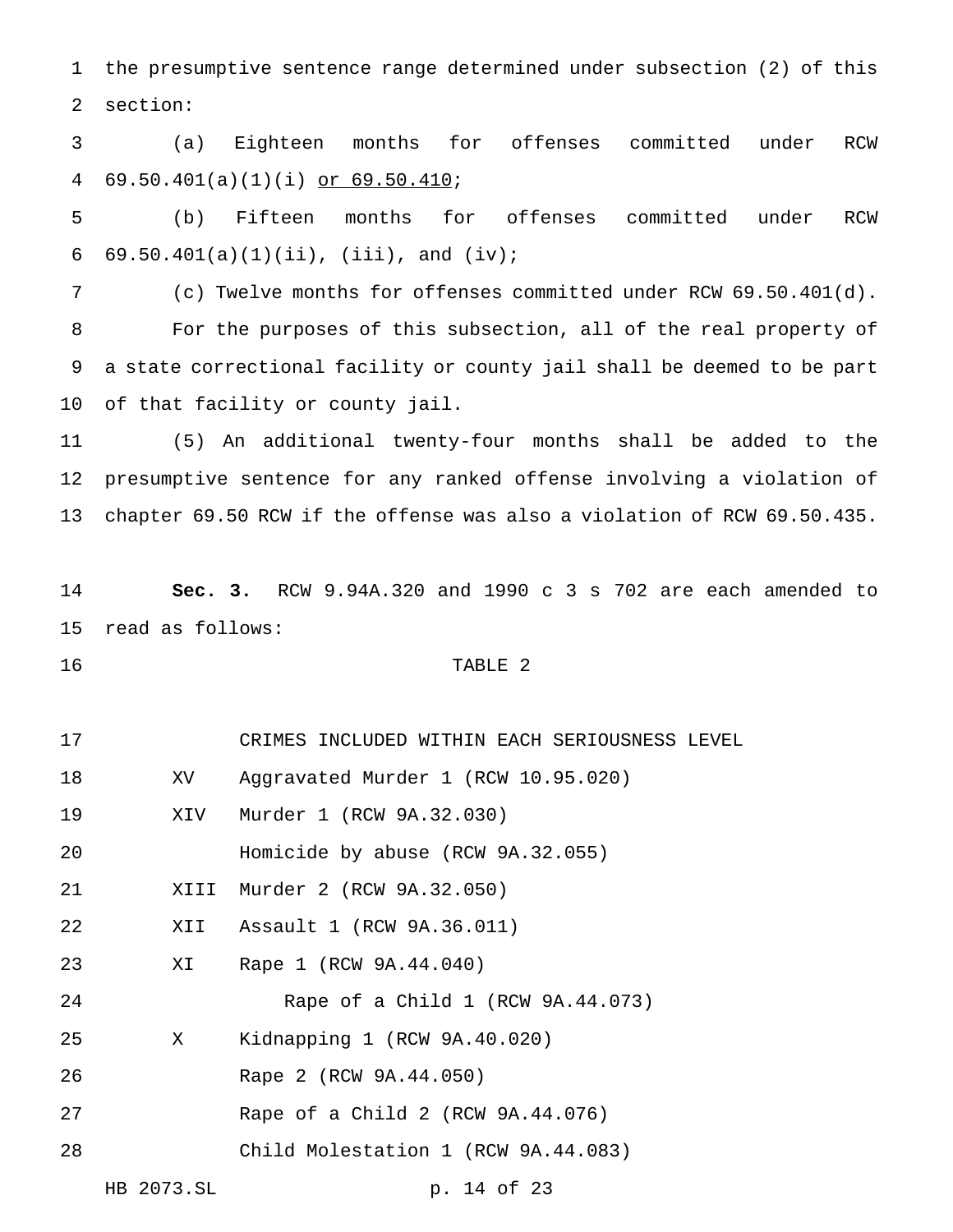the presumptive sentence range determined under subsection (2) of this section:

(a) Eighteen months for offenses committed under RCW 69.50.401(a)(1)(i) <u>or 69.50.410</u>;

(b) Fifteen months for offenses committed under RCW 69.50.401(a)(1)(ii), (iii), and (iv);

(c) Twelve months for offenses committed under RCW 69.50.401(d).

For the purposes of this subsection, all of the real property of a state correctional facility or county jail shall be deemed to be part of that facility or county jail.

(5) An additional twenty-four months shall be added to the presumptive sentence for any ranked offense involving a violation of chapter 69.50 RCW if the offense was also a violation of RCW 69.50.435.

**Sec. 3.** RCW 9.94A.320 and 1990 c 3 s 702 are each amended to read as follows:

TABLE 2

CRIMES INCLUDED WITHIN EACH SERIOUSNESS LEVEL

| | |
|---|---|
| XV | Aggravated Murder 1 (RCW 10.95.020) |
| XIV | Murder 1 (RCW 9A.32.030) |
| | Homicide by abuse (RCW 9A.32.055) |
| XIII | Murder 2 (RCW 9A.32.050) |
| XII | Assault 1 (RCW 9A.36.011) |
| XI | Rape 1 (RCW 9A.44.040) |
| | Rape of a Child 1 (RCW 9A.44.073) |
| X | Kidnapping 1 (RCW 9A.40.020) |
| | Rape 2 (RCW 9A.44.050) |
| | Rape of a Child 2 (RCW 9A.44.076) |
| | Child Molestation 1 (RCW 9A.44.083) |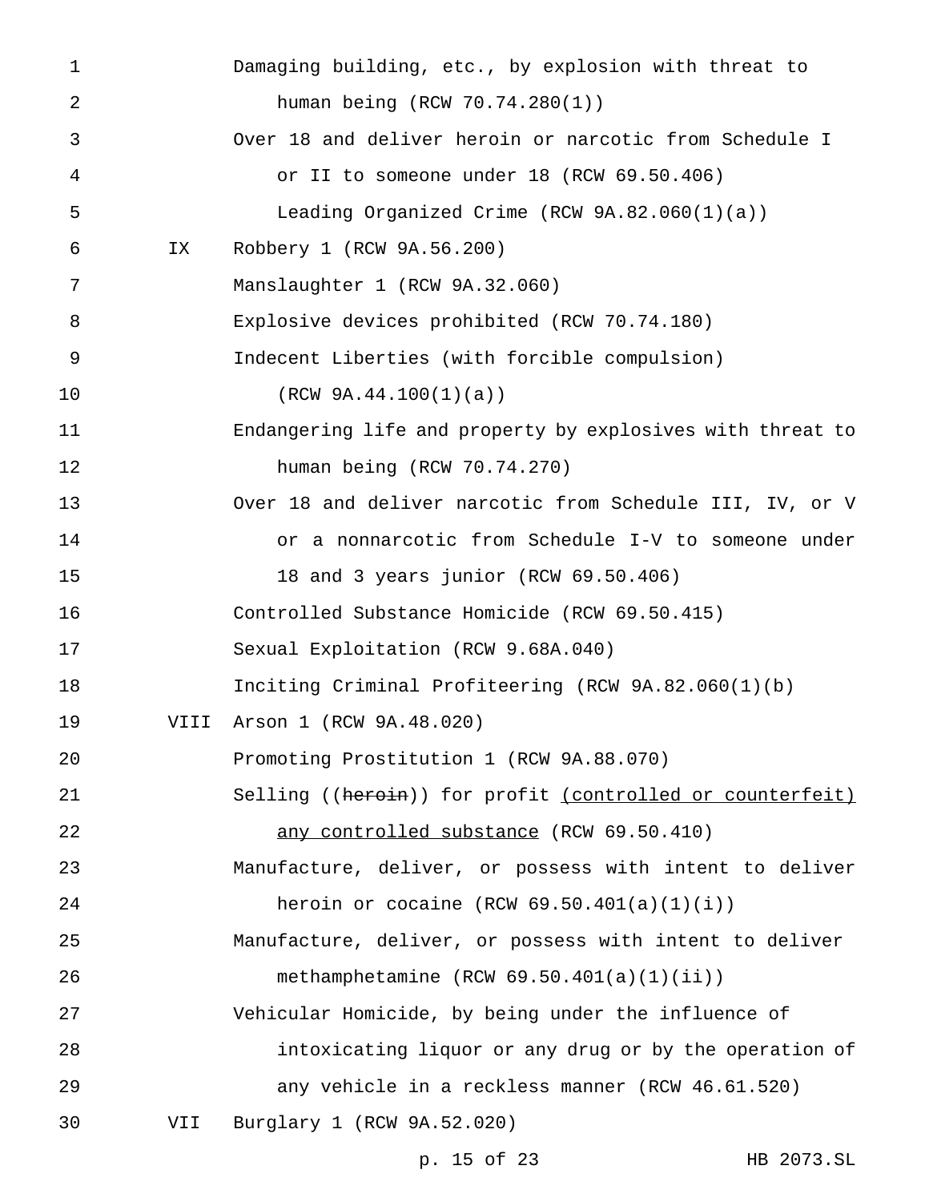| | |
|---|---|
| | Damaging building, etc., by explosion with threat to human being (RCW 70.74.280(1)) |
| | Over 18 and deliver heroin or narcotic from Schedule I or II to someone under 18 (RCW 69.50.406) |
| | Leading Organized Crime (RCW 9A.82.060(1)(a)) |
| IX | Robbery 1 (RCW 9A.56.200) |
| | Manslaughter 1 (RCW 9A.32.060) |
| | Explosive devices prohibited (RCW 70.74.180) |
| | Indecent Liberties (with forcible compulsion) (RCW 9A.44.100(1)(a)) |
| | Endangering life and property by explosives with threat to human being (RCW 70.74.270) |
| | Over 18 and deliver narcotic from Schedule III, IV, or V or a nonnarcotic from Schedule I-V to someone under 18 and 3 years junior (RCW 69.50.406) |
| | Controlled Substance Homicide (RCW 69.50.415) |
| | Sexual Exploitation (RCW 9.68A.040) |
| | Inciting Criminal Profiteering (RCW 9A.82.060(1)(b) |
| VIII | Arson 1 (RCW 9A.48.020) |
| | Promoting Prostitution 1 (RCW 9A.88.070) |
| | Selling ((~~heroin~~)) for profit <u>(controlled or counterfeit) any controlled substance</u> (RCW 69.50.410) |
| | Manufacture, deliver, or possess with intent to deliver heroin or cocaine (RCW 69.50.401(a)(1)(i)) |
| | Manufacture, deliver, or possess with intent to deliver methamphetamine (RCW 69.50.401(a)(1)(ii)) |
| | Vehicular Homicide, by being under the influence of intoxicating liquor or any drug or by the operation of any vehicle in a reckless manner (RCW 46.61.520) |
| VII | Burglary 1 (RCW 9A.52.020) |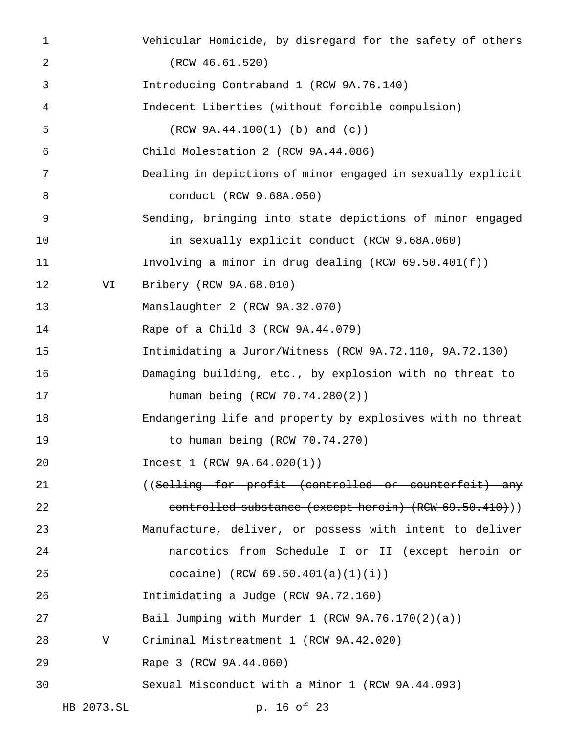Vehicular Homicide, by disregard for the safety of others (RCW 46.61.520)

Introducing Contraband 1 (RCW 9A.76.140)

Indecent Liberties (without forcible compulsion) (RCW 9A.44.100(1) (b) and (c))

Child Molestation 2 (RCW 9A.44.086)

Dealing in depictions of minor engaged in sexually explicit conduct (RCW 9.68A.050)

Sending, bringing into state depictions of minor engaged in sexually explicit conduct (RCW 9.68A.060)

Involving a minor in drug dealing (RCW 69.50.401(f))

VI Bribery (RCW 9A.68.010)

Manslaughter 2 (RCW 9A.32.070)

Rape of a Child 3 (RCW 9A.44.079)

Intimidating a Juror/Witness (RCW 9A.72.110, 9A.72.130)

Damaging building, etc., by explosion with no threat to human being (RCW 70.74.280(2))

Endangering life and property by explosives with no threat to human being (RCW 70.74.270)

Incest 1 (RCW 9A.64.020(1))

((~~Selling for profit (controlled or counterfeit) any controlled substance (except heroin) (RCW 69.50.410)~~))

Manufacture, deliver, or possess with intent to deliver narcotics from Schedule I or II (except heroin or cocaine) (RCW 69.50.401(a)(1)(i))

Intimidating a Judge (RCW 9A.72.160)

Bail Jumping with Murder 1 (RCW 9A.76.170(2)(a))

V Criminal Mistreatment 1 (RCW 9A.42.020)

Rape 3 (RCW 9A.44.060)

Sexual Misconduct with a Minor 1 (RCW 9A.44.093)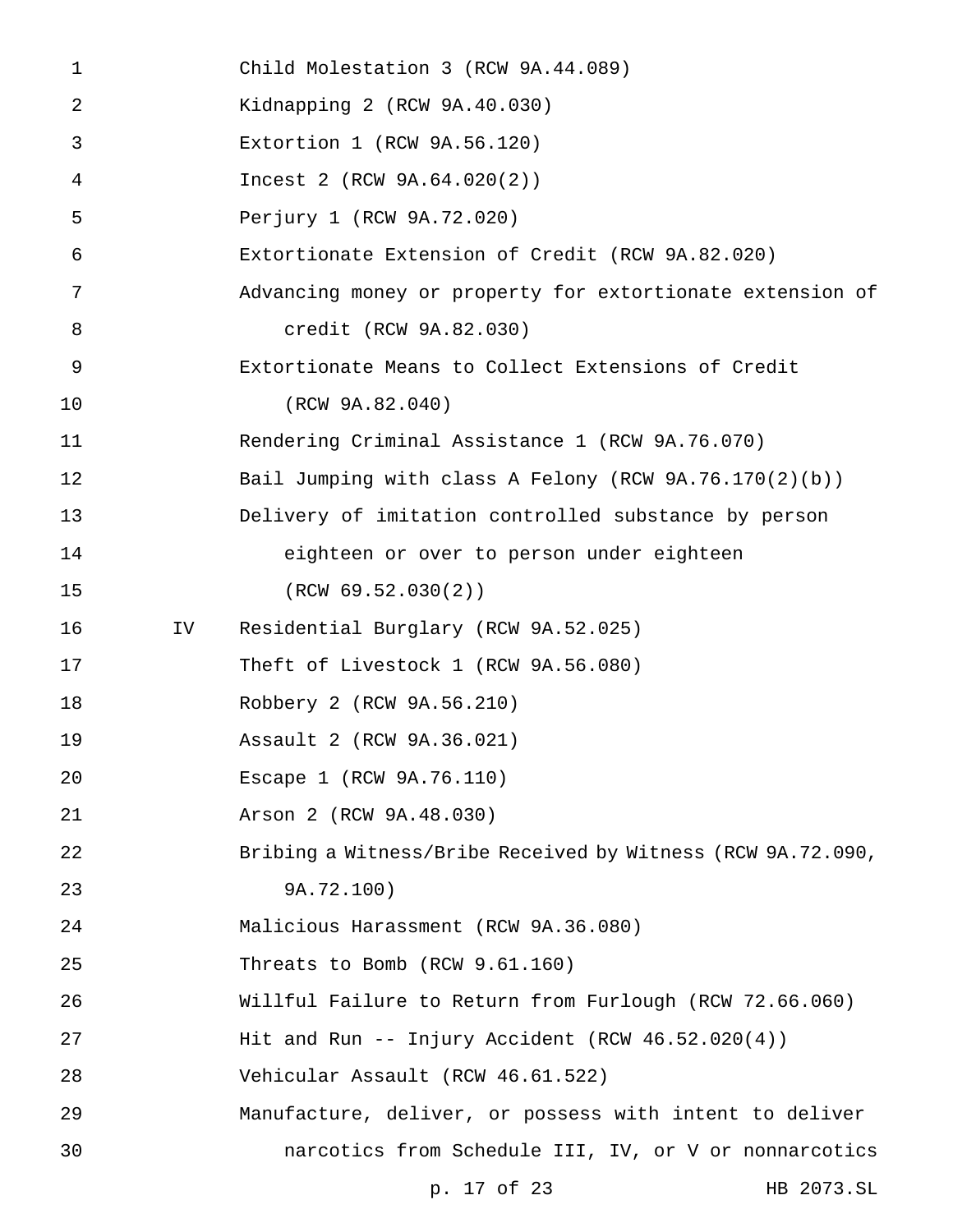Child Molestation 3 (RCW 9A.44.089)
Kidnapping 2 (RCW 9A.40.030)
Extortion 1 (RCW 9A.56.120)
Incest 2 (RCW 9A.64.020(2))
Perjury 1 (RCW 9A.72.020)
Extortionate Extension of Credit (RCW 9A.82.020)
Advancing money or property for extortionate extension of credit (RCW 9A.82.030)
Extortionate Means to Collect Extensions of Credit (RCW 9A.82.040)
Rendering Criminal Assistance 1 (RCW 9A.76.070)
Bail Jumping with class A Felony (RCW 9A.76.170(2)(b))
Delivery of imitation controlled substance by person eighteen or over to person under eighteen (RCW 69.52.030(2))

IV Residential Burglary (RCW 9A.52.025)
Theft of Livestock 1 (RCW 9A.56.080)
Robbery 2 (RCW 9A.56.210)
Assault 2 (RCW 9A.36.021)
Escape 1 (RCW 9A.76.110)
Arson 2 (RCW 9A.48.030)
Bribing a Witness/Bribe Received by Witness (RCW 9A.72.090, 9A.72.100)
Malicious Harassment (RCW 9A.36.080)
Threats to Bomb (RCW 9.61.160)
Willful Failure to Return from Furlough (RCW 72.66.060)
Hit and Run -- Injury Accident (RCW 46.52.020(4))
Vehicular Assault (RCW 46.61.522)
Manufacture, deliver, or possess with intent to deliver narcotics from Schedule III, IV, or V or nonnarcotics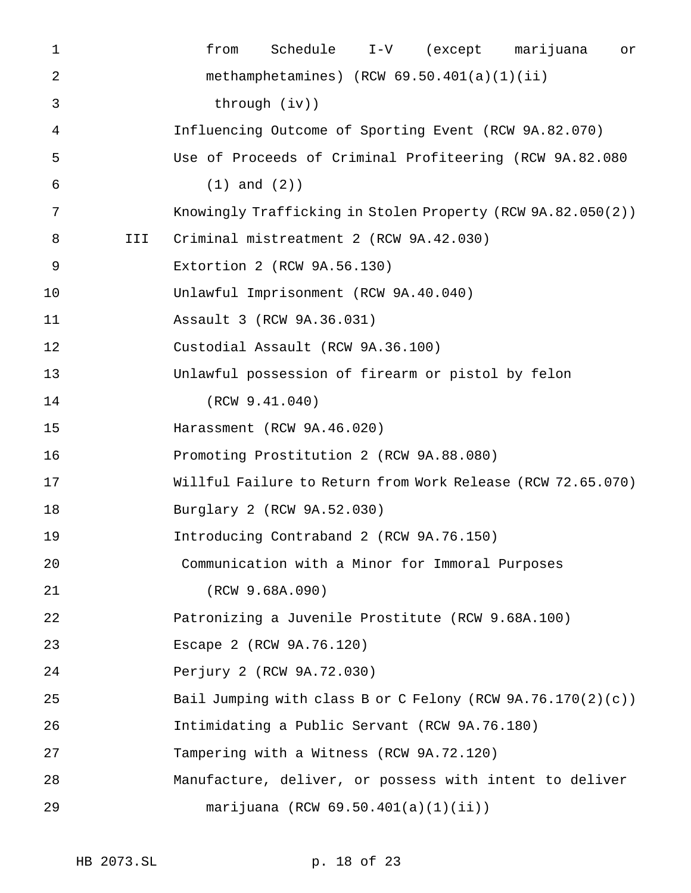from Schedule I-V (except marijuana or methamphetamines) (RCW 69.50.401(a)(1)(ii) through (iv))

Influencing Outcome of Sporting Event (RCW 9A.82.070)

Use of Proceeds of Criminal Profiteering (RCW 9A.82.080 (1) and (2))

Knowingly Trafficking in Stolen Property (RCW 9A.82.050(2))

III Criminal mistreatment 2 (RCW 9A.42.030)

Extortion 2 (RCW 9A.56.130)

Unlawful Imprisonment (RCW 9A.40.040)

Assault 3 (RCW 9A.36.031)

Custodial Assault (RCW 9A.36.100)

Unlawful possession of firearm or pistol by felon (RCW 9.41.040)

Harassment (RCW 9A.46.020)

Promoting Prostitution 2 (RCW 9A.88.080)

Willful Failure to Return from Work Release (RCW 72.65.070)

Burglary 2 (RCW 9A.52.030)

Introducing Contraband 2 (RCW 9A.76.150)

Communication with a Minor for Immoral Purposes (RCW 9.68A.090)

Patronizing a Juvenile Prostitute (RCW 9.68A.100)

Escape 2 (RCW 9A.76.120)

Perjury 2 (RCW 9A.72.030)

Bail Jumping with class B or C Felony (RCW 9A.76.170(2)(c))

Intimidating a Public Servant (RCW 9A.76.180)

Tampering with a Witness (RCW 9A.72.120)

Manufacture, deliver, or possess with intent to deliver marijuana (RCW 69.50.401(a)(1)(ii))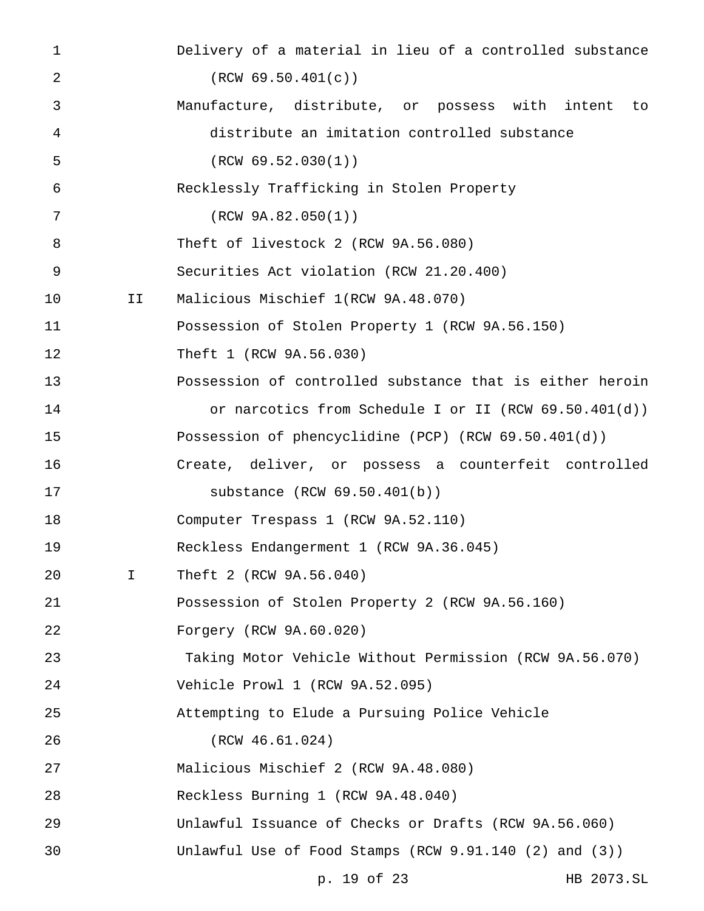| | |
|---|---|
| | Delivery of a material in lieu of a controlled substance (RCW 69.50.401(c)) |
| | Manufacture, distribute, or possess with intent to distribute an imitation controlled substance (RCW 69.52.030(1)) |
| | Recklessly Trafficking in Stolen Property (RCW 9A.82.050(1)) |
| | Theft of livestock 2 (RCW 9A.56.080) |
| | Securities Act violation (RCW 21.20.400) |
| II | Malicious Mischief 1(RCW 9A.48.070) |
| | Possession of Stolen Property 1 (RCW 9A.56.150) |
| | Theft 1 (RCW 9A.56.030) |
| | Possession of controlled substance that is either heroin or narcotics from Schedule I or II (RCW 69.50.401(d)) |
| | Possession of phencyclidine (PCP) (RCW 69.50.401(d)) |
| | Create, deliver, or possess a counterfeit controlled substance (RCW 69.50.401(b)) |
| | Computer Trespass 1 (RCW 9A.52.110) |
| | Reckless Endangerment 1 (RCW 9A.36.045) |
| I | Theft 2 (RCW 9A.56.040) |
| | Possession of Stolen Property 2 (RCW 9A.56.160) |
| | Forgery (RCW 9A.60.020) |
| | Taking Motor Vehicle Without Permission (RCW 9A.56.070) |
| | Vehicle Prowl 1 (RCW 9A.52.095) |
| | Attempting to Elude a Pursuing Police Vehicle (RCW 46.61.024) |
| | Malicious Mischief 2 (RCW 9A.48.080) |
| | Reckless Burning 1 (RCW 9A.48.040) |
| | Unlawful Issuance of Checks or Drafts (RCW 9A.56.060) |
| | Unlawful Use of Food Stamps (RCW 9.91.140 (2) and (3)) |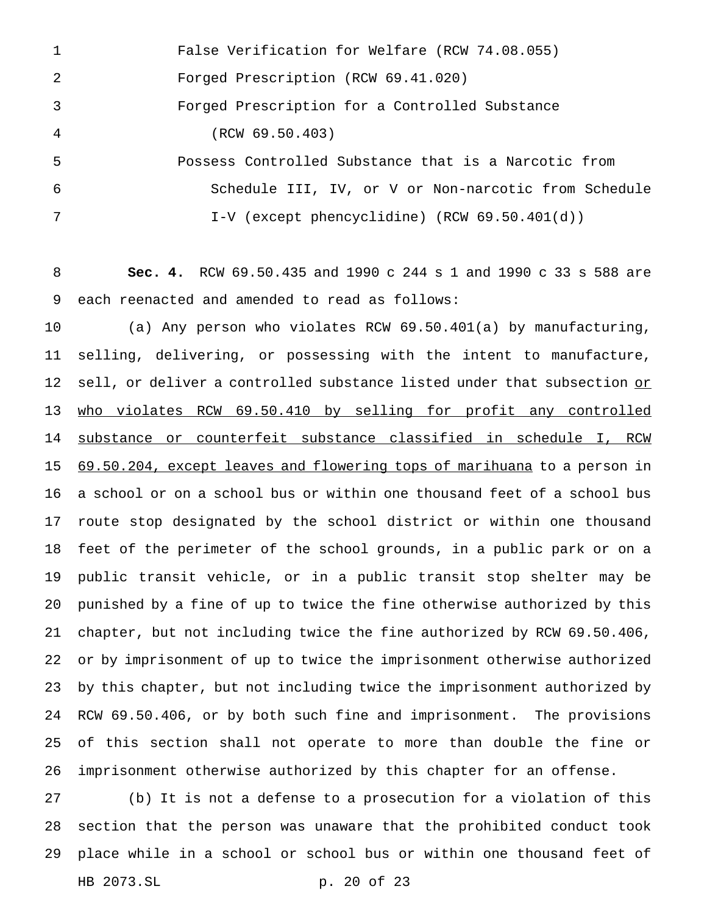False Verification for Welfare (RCW 74.08.055)
Forged Prescription (RCW 69.41.020)
Forged Prescription for a Controlled Substance (RCW 69.50.403)
Possess Controlled Substance that is a Narcotic from Schedule III, IV, or V or Non-narcotic from Schedule I-V (except phencyclidine) (RCW 69.50.401(d))

**Sec. 4.** RCW 69.50.435 and 1990 c 244 s 1 and 1990 c 33 s 588 are each reenacted and amended to read as follows:

(a) Any person who violates RCW 69.50.401(a) by manufacturing, selling, delivering, or possessing with the intent to manufacture, sell, or deliver a controlled substance listed under that subsection <u>or who violates RCW 69.50.410 by selling for profit any controlled substance or counterfeit substance classified in schedule I, RCW 69.50.204, except leaves and flowering tops of marihuana</u> to a person in a school or on a school bus or within one thousand feet of a school bus route stop designated by the school district or within one thousand feet of the perimeter of the school grounds, in a public park or on a public transit vehicle, or in a public transit stop shelter may be punished by a fine of up to twice the fine otherwise authorized by this chapter, but not including twice the fine authorized by RCW 69.50.406, or by imprisonment of up to twice the imprisonment otherwise authorized by this chapter, but not including twice the imprisonment authorized by RCW 69.50.406, or by both such fine and imprisonment. The provisions of this section shall not operate to more than double the fine or imprisonment otherwise authorized by this chapter for an offense.

(b) It is not a defense to a prosecution for a violation of this section that the person was unaware that the prohibited conduct took place while in a school or school bus or within one thousand feet of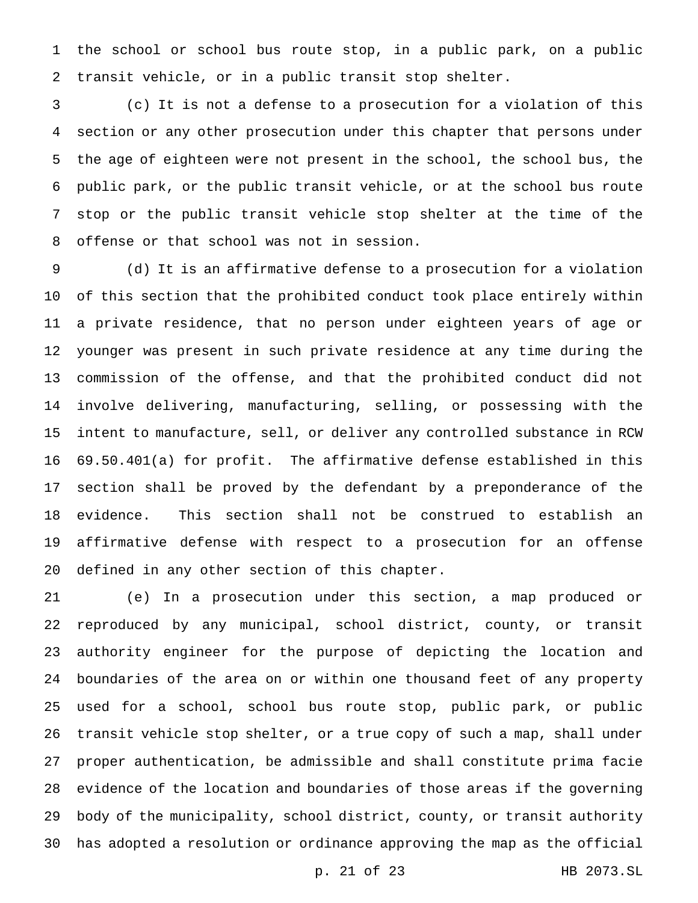the school or school bus route stop, in a public park, on a public transit vehicle, or in a public transit stop shelter.

(c) It is not a defense to a prosecution for a violation of this section or any other prosecution under this chapter that persons under the age of eighteen were not present in the school, the school bus, the public park, or the public transit vehicle, or at the school bus route stop or the public transit vehicle stop shelter at the time of the offense or that school was not in session.

(d) It is an affirmative defense to a prosecution for a violation of this section that the prohibited conduct took place entirely within a private residence, that no person under eighteen years of age or younger was present in such private residence at any time during the commission of the offense, and that the prohibited conduct did not involve delivering, manufacturing, selling, or possessing with the intent to manufacture, sell, or deliver any controlled substance in RCW 69.50.401(a) for profit. The affirmative defense established in this section shall be proved by the defendant by a preponderance of the evidence. This section shall not be construed to establish an affirmative defense with respect to a prosecution for an offense defined in any other section of this chapter.

(e) In a prosecution under this section, a map produced or reproduced by any municipal, school district, county, or transit authority engineer for the purpose of depicting the location and boundaries of the area on or within one thousand feet of any property used for a school, school bus route stop, public park, or public transit vehicle stop shelter, or a true copy of such a map, shall under proper authentication, be admissible and shall constitute prima facie evidence of the location and boundaries of those areas if the governing body of the municipality, school district, county, or transit authority has adopted a resolution or ordinance approving the map as the official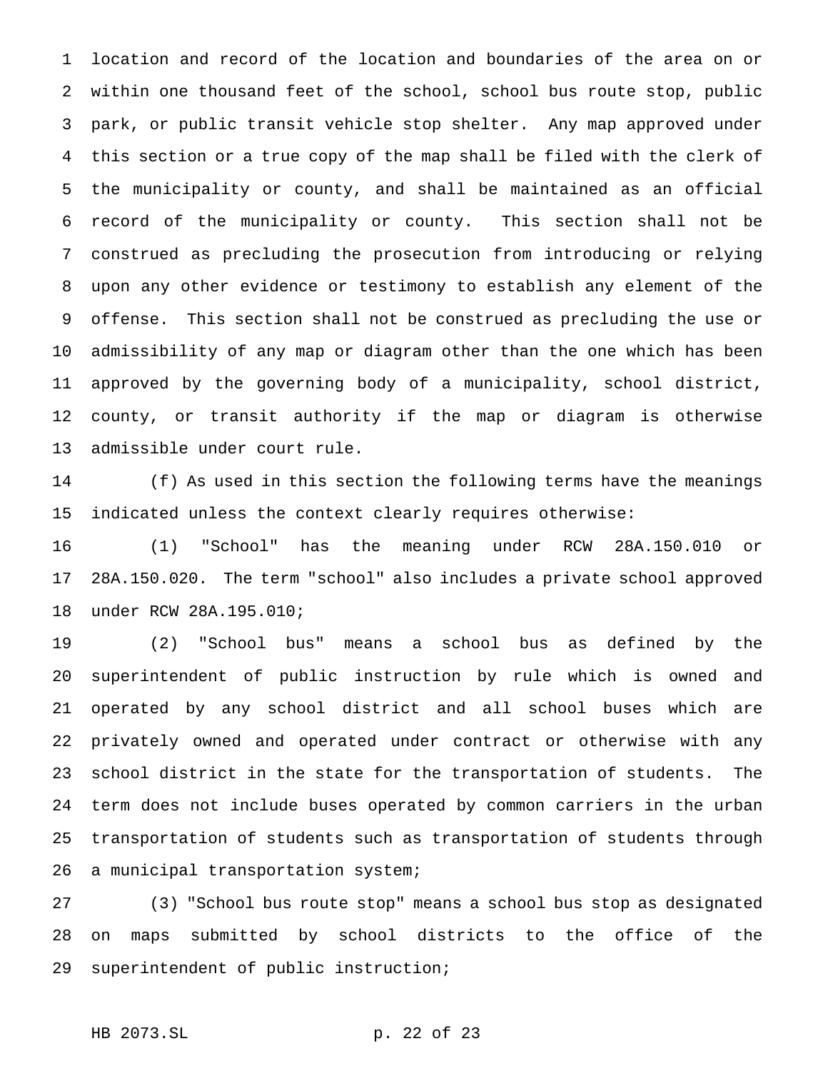location and record of the location and boundaries of the area on or within one thousand feet of the school, school bus route stop, public park, or public transit vehicle stop shelter. Any map approved under this section or a true copy of the map shall be filed with the clerk of the municipality or county, and shall be maintained as an official record of the municipality or county. This section shall not be construed as precluding the prosecution from introducing or relying upon any other evidence or testimony to establish any element of the offense. This section shall not be construed as precluding the use or admissibility of any map or diagram other than the one which has been approved by the governing body of a municipality, school district, county, or transit authority if the map or diagram is otherwise admissible under court rule.

(f) As used in this section the following terms have the meanings indicated unless the context clearly requires otherwise:

(1) "School" has the meaning under RCW 28A.150.010 or 28A.150.020. The term "school" also includes a private school approved under RCW 28A.195.010;

(2) "School bus" means a school bus as defined by the superintendent of public instruction by rule which is owned and operated by any school district and all school buses which are privately owned and operated under contract or otherwise with any school district in the state for the transportation of students. The term does not include buses operated by common carriers in the urban transportation of students such as transportation of students through a municipal transportation system;

(3) "School bus route stop" means a school bus stop as designated on maps submitted by school districts to the office of the superintendent of public instruction;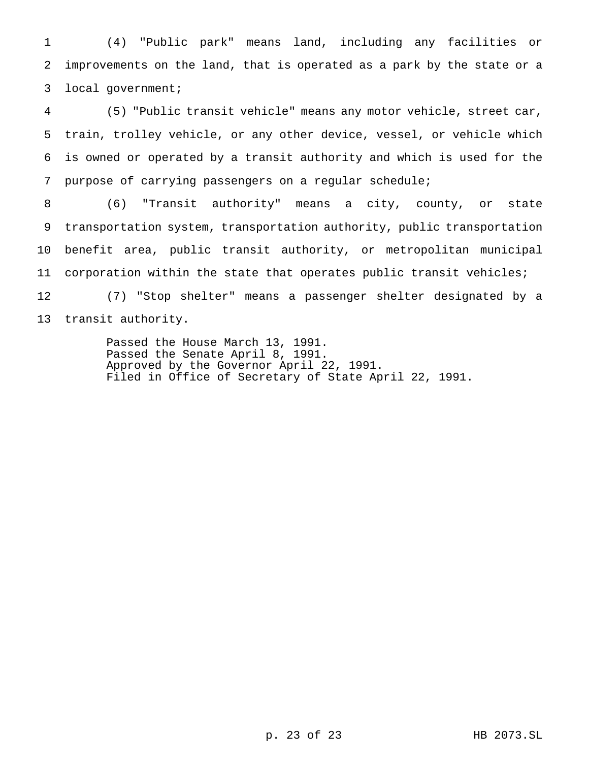(4) "Public park" means land, including any facilities or improvements on the land, that is operated as a park by the state or a local government;

(5) "Public transit vehicle" means any motor vehicle, street car, train, trolley vehicle, or any other device, vessel, or vehicle which is owned or operated by a transit authority and which is used for the purpose of carrying passengers on a regular schedule;

(6) "Transit authority" means a city, county, or state transportation system, transportation authority, public transportation benefit area, public transit authority, or metropolitan municipal corporation within the state that operates public transit vehicles;

(7) "Stop shelter" means a passenger shelter designated by a transit authority.

Passed the House March 13, 1991.
Passed the Senate April 8, 1991.
Approved by the Governor April 22, 1991.
Filed in Office of Secretary of State April 22, 1991.